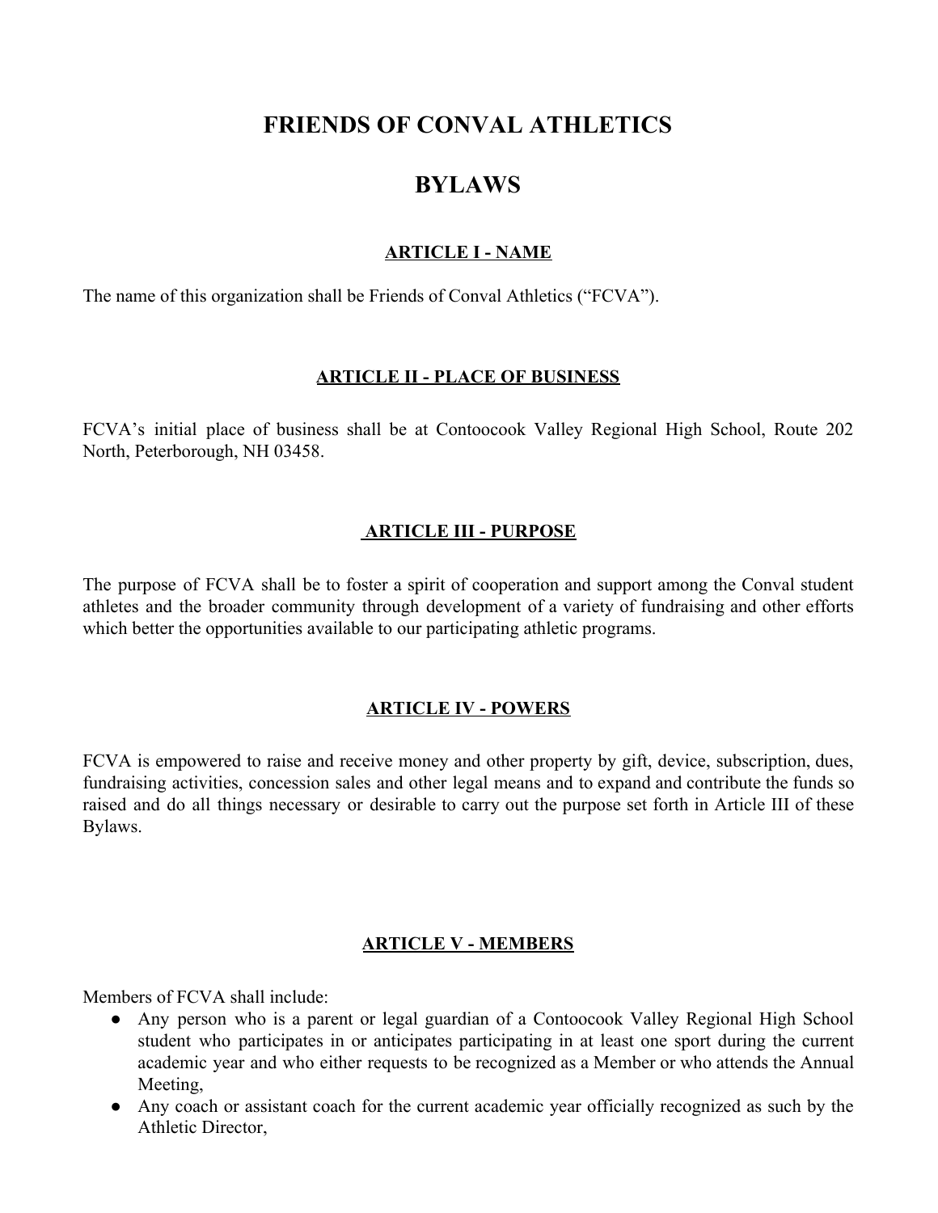# FRIENDS OF CONVAL ATHLETICS

# BYLAWS

## ARTICLE I - NAME

The name of this organization shall be Friends of Conval Athletics ("FCVA").

## ARTICLE II - PLACE OF BUSINESS

FCVA's initial place of business shall be at Contoocook Valley Regional High School, Route 202 North, Peterborough, NH 03458.

## ARTICLE III - PURPOSE

The purpose of FCVA shall be to foster a spirit of cooperation and support among the Conval student athletes and the broader community through development of a variety of fundraising and other efforts which better the opportunities available to our participating athletic programs.

## ARTICLE IV - POWERS

FCVA is empowered to raise and receive money and other property by gift, device, subscription, dues, fundraising activities, concession sales and other legal means and to expand and contribute the funds so raised and do all things necessary or desirable to carry out the purpose set forth in Article III of these Bylaws.

## ARTICLE V - MEMBERS

Members of FCVA shall include:

- Any person who is a parent or legal guardian of a Contoocook Valley Regional High School student who participates in or anticipates participating in at least one sport during the current academic year and who either requests to be recognized as a Member or who attends the Annual Meeting,
- Any coach or assistant coach for the current academic year officially recognized as such by the Athletic Director,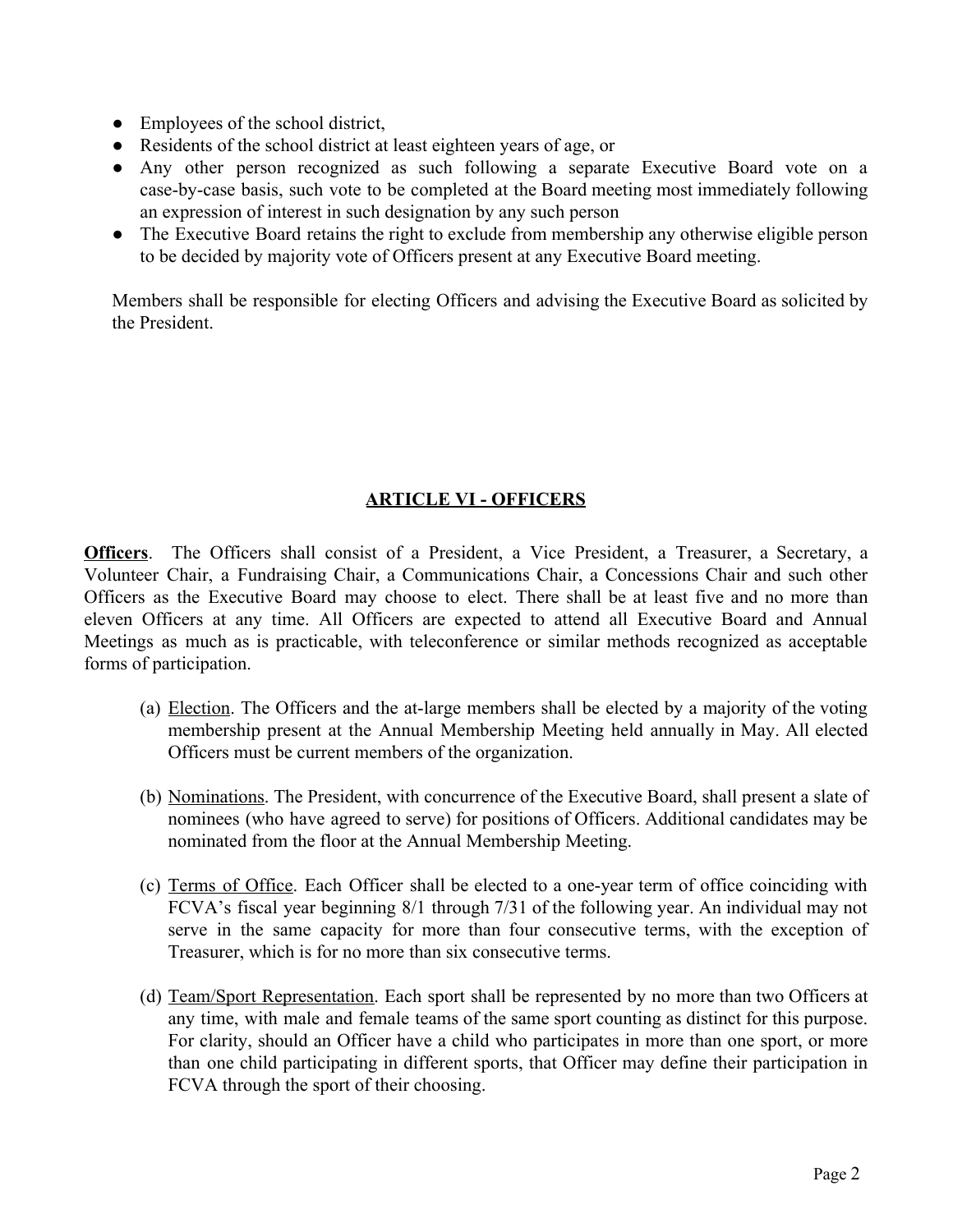- Employees of the school district,
- Residents of the school district at least eighteen years of age, or
- Any other person recognized as such following a separate Executive Board vote on a case-by-case basis, such vote to be completed at the Board meeting most immediately following an expression of interest in such designation by any such person
- The Executive Board retains the right to exclude from membership any otherwise eligible person to be decided by majority vote of Officers present at any Executive Board meeting.

Members shall be responsible for electing Officers and advising the Executive Board as solicited by the President.

## ARTICLE VI - OFFICERS

**Officers**. The Officers shall consist of a President, a Vice President, a Treasurer, a Secretary, a Volunteer Chair, a Fundraising Chair, a Communications Chair, a Concessions Chair and such other Officers as the Executive Board may choose to elect. There shall be at least five and no more than eleven Officers at any time. All Officers are expected to attend all Executive Board and Annual Meetings as much as is practicable, with teleconference or similar methods recognized as acceptable forms of participation.

(a) Election. The Officers and the at-large members shall be elected by a majority of the voting membership present at the Annual Membership Meeting held annually in May. All elected Officers must be current members of the organization.

(b) Nominations. The President, with concurrence of the Executive Board, shall present a slate of nominees (who have agreed to serve) for positions of Officers. Additional candidates may be nominated from the floor at the Annual Membership Meeting.

(c) Terms of Office. Each Officer shall be elected to a one-year term of office coinciding with FCVA's fiscal year beginning 8/1 through 7/31 of the following year. An individual may not serve in the same capacity for more than four consecutive terms, with the exception of Treasurer, which is for no more than six consecutive terms.

(d) Team/Sport Representation. Each sport shall be represented by no more than two Officers at any time, with male and female teams of the same sport counting as distinct for this purpose. For clarity, should an Officer have a child who participates in more than one sport, or more than one child participating in different sports, that Officer may define their participation in FCVA through the sport of their choosing.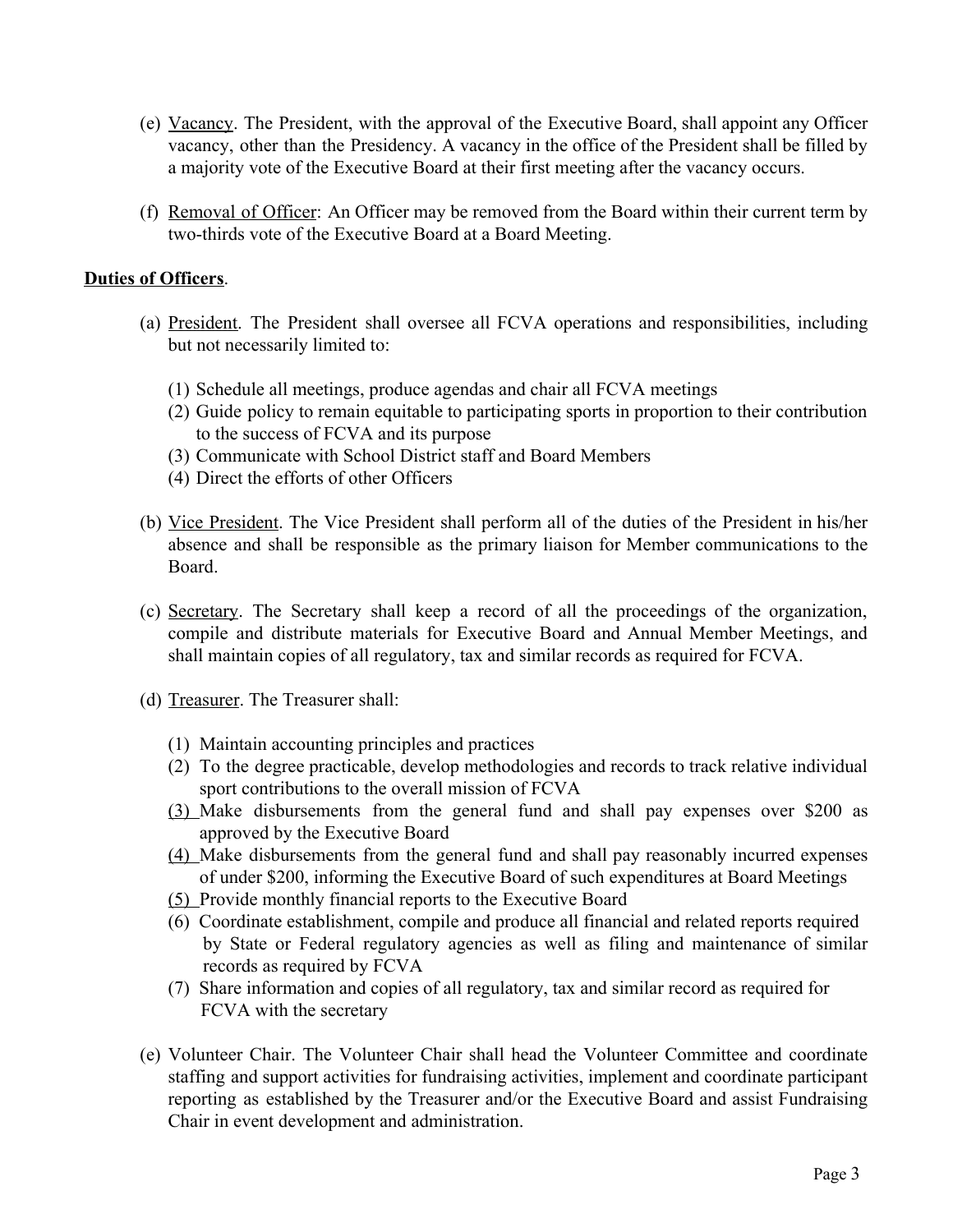(e) Vacancy. The President, with the approval of the Executive Board, shall appoint any Officer vacancy, other than the Presidency. A vacancy in the office of the President shall be filled by a majority vote of the Executive Board at their first meeting after the vacancy occurs.

(f) Removal of Officer: An Officer may be removed from the Board within their current term by two-thirds vote of the Executive Board at a Board Meeting.

**Duties of Officers**.

(a) President. The President shall oversee all FCVA operations and responsibilities, including but not necessarily limited to:

(1) Schedule all meetings, produce agendas and chair all FCVA meetings
(2) Guide policy to remain equitable to participating sports in proportion to their contribution to the success of FCVA and its purpose
(3) Communicate with School District staff and Board Members
(4) Direct the efforts of other Officers

(b) Vice President. The Vice President shall perform all of the duties of the President in his/her absence and shall be responsible as the primary liaison for Member communications to the Board.

(c) Secretary. The Secretary shall keep a record of all the proceedings of the organization, compile and distribute materials for Executive Board and Annual Member Meetings, and shall maintain copies of all regulatory, tax and similar records as required for FCVA.

(d) Treasurer. The Treasurer shall:

(1) Maintain accounting principles and practices
(2) To the degree practicable, develop methodologies and records to track relative individual sport contributions to the overall mission of FCVA
(3) Make disbursements from the general fund and shall pay expenses over $200 as approved by the Executive Board
(4) Make disbursements from the general fund and shall pay reasonably incurred expenses of under $200, informing the Executive Board of such expenditures at Board Meetings
(5) Provide monthly financial reports to the Executive Board
(6) Coordinate establishment, compile and produce all financial and related reports required by State or Federal regulatory agencies as well as filing and maintenance of similar records as required by FCVA
(7) Share information and copies of all regulatory, tax and similar record as required for FCVA with the secretary

(e) Volunteer Chair. The Volunteer Chair shall head the Volunteer Committee and coordinate staffing and support activities for fundraising activities, implement and coordinate participant reporting as established by the Treasurer and/or the Executive Board and assist Fundraising Chair in event development and administration.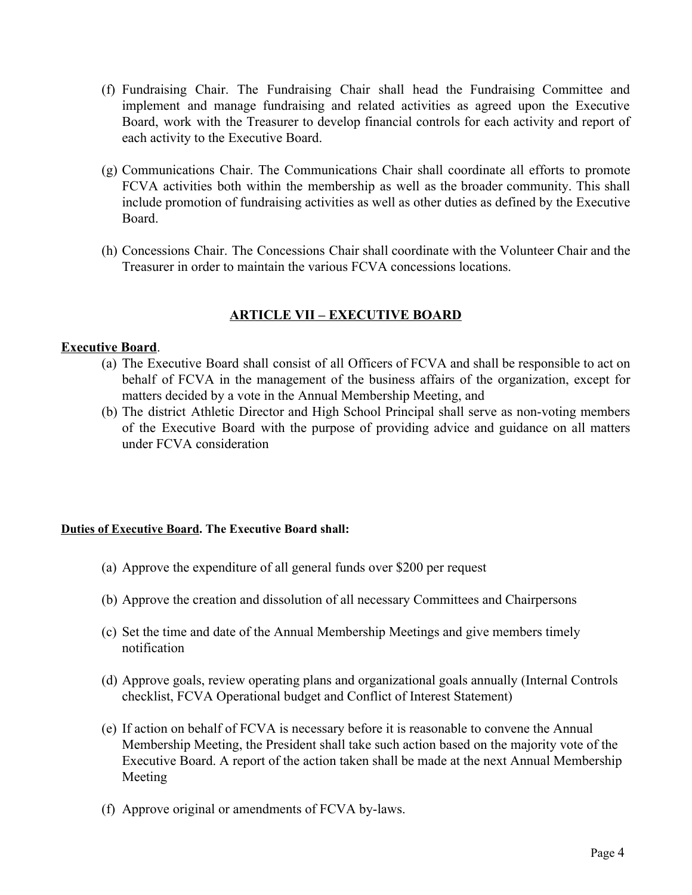(f) Fundraising Chair. The Fundraising Chair shall head the Fundraising Committee and implement and manage fundraising and related activities as agreed upon the Executive Board, work with the Treasurer to develop financial controls for each activity and report of each activity to the Executive Board.

(g) Communications Chair. The Communications Chair shall coordinate all efforts to promote FCVA activities both within the membership as well as the broader community. This shall include promotion of fundraising activities as well as other duties as defined by the Executive Board.

(h) Concessions Chair. The Concessions Chair shall coordinate with the Volunteer Chair and the Treasurer in order to maintain the various FCVA concessions locations.

## ARTICLE VII – EXECUTIVE BOARD

**Executive Board**.

(a) The Executive Board shall consist of all Officers of FCVA and shall be responsible to act on behalf of FCVA in the management of the business affairs of the organization, except for matters decided by a vote in the Annual Membership Meeting, and

(b) The district Athletic Director and High School Principal shall serve as non-voting members of the Executive Board with the purpose of providing advice and guidance on all matters under FCVA consideration

**Duties of Executive Board. The Executive Board shall:**

(a) Approve the expenditure of all general funds over $200 per request

(b) Approve the creation and dissolution of all necessary Committees and Chairpersons

(c) Set the time and date of the Annual Membership Meetings and give members timely notification

(d) Approve goals, review operating plans and organizational goals annually (Internal Controls checklist, FCVA Operational budget and Conflict of Interest Statement)

(e) If action on behalf of FCVA is necessary before it is reasonable to convene the Annual Membership Meeting, the President shall take such action based on the majority vote of the Executive Board. A report of the action taken shall be made at the next Annual Membership Meeting

(f) Approve original or amendments of FCVA by-laws.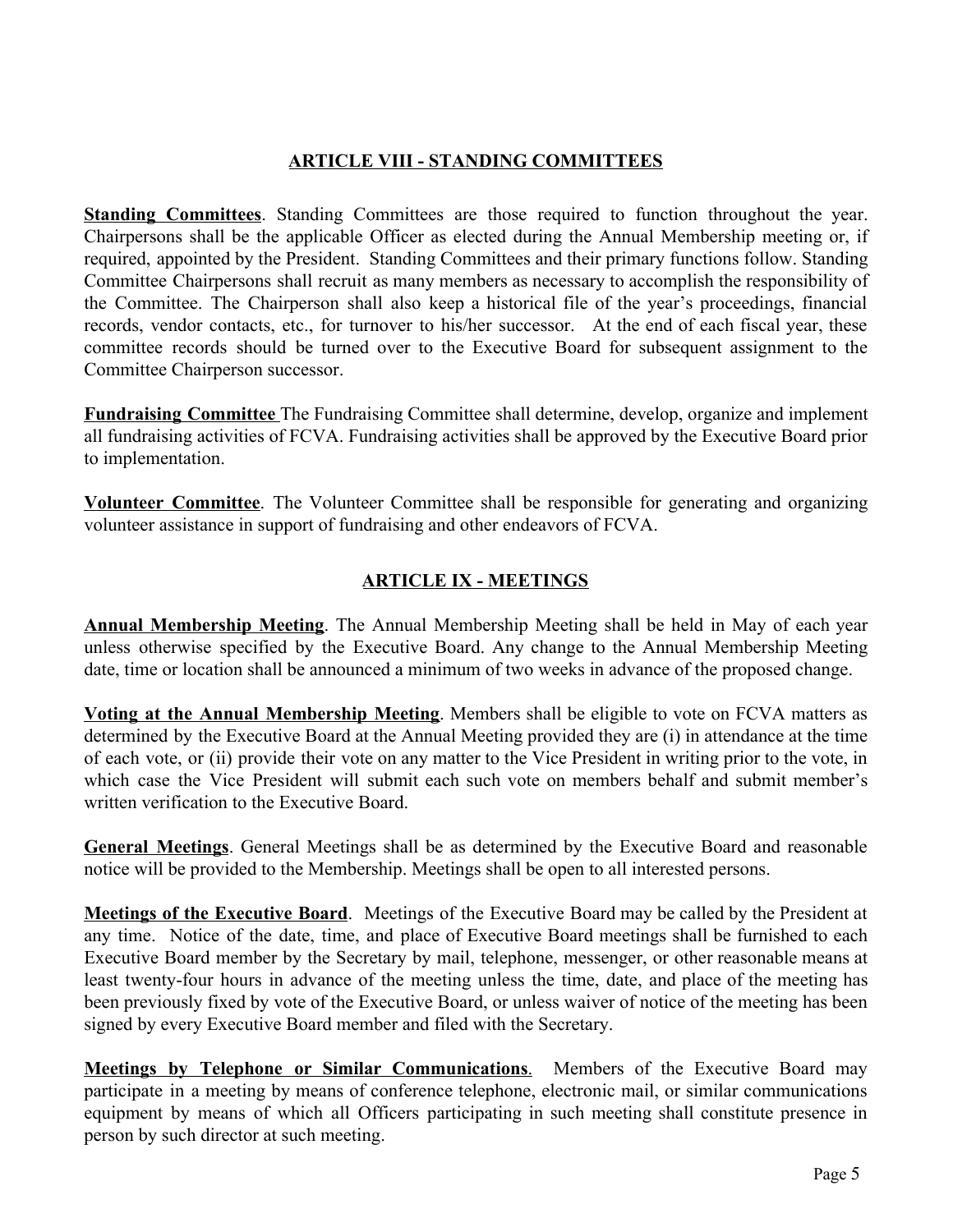## ARTICLE VIII - STANDING COMMITTEES

**Standing Committees**. Standing Committees are those required to function throughout the year. Chairpersons shall be the applicable Officer as elected during the Annual Membership meeting or, if required, appointed by the President. Standing Committees and their primary functions follow. Standing Committee Chairpersons shall recruit as many members as necessary to accomplish the responsibility of the Committee. The Chairperson shall also keep a historical file of the year's proceedings, financial records, vendor contacts, etc., for turnover to his/her successor. At the end of each fiscal year, these committee records should be turned over to the Executive Board for subsequent assignment to the Committee Chairperson successor.

**Fundraising Committee** The Fundraising Committee shall determine, develop, organize and implement all fundraising activities of FCVA. Fundraising activities shall be approved by the Executive Board prior to implementation.

**Volunteer Committee**. The Volunteer Committee shall be responsible for generating and organizing volunteer assistance in support of fundraising and other endeavors of FCVA.

## ARTICLE IX - MEETINGS

**Annual Membership Meeting**. The Annual Membership Meeting shall be held in May of each year unless otherwise specified by the Executive Board. Any change to the Annual Membership Meeting date, time or location shall be announced a minimum of two weeks in advance of the proposed change.

**Voting at the Annual Membership Meeting**. Members shall be eligible to vote on FCVA matters as determined by the Executive Board at the Annual Meeting provided they are (i) in attendance at the time of each vote, or (ii) provide their vote on any matter to the Vice President in writing prior to the vote, in which case the Vice President will submit each such vote on members behalf and submit member's written verification to the Executive Board.

**General Meetings**. General Meetings shall be as determined by the Executive Board and reasonable notice will be provided to the Membership. Meetings shall be open to all interested persons.

**Meetings of the Executive Board**. Meetings of the Executive Board may be called by the President at any time. Notice of the date, time, and place of Executive Board meetings shall be furnished to each Executive Board member by the Secretary by mail, telephone, messenger, or other reasonable means at least twenty-four hours in advance of the meeting unless the time, date, and place of the meeting has been previously fixed by vote of the Executive Board, or unless waiver of notice of the meeting has been signed by every Executive Board member and filed with the Secretary.

**Meetings by Telephone or Similar Communications**. Members of the Executive Board may participate in a meeting by means of conference telephone, electronic mail, or similar communications equipment by means of which all Officers participating in such meeting shall constitute presence in person by such director at such meeting.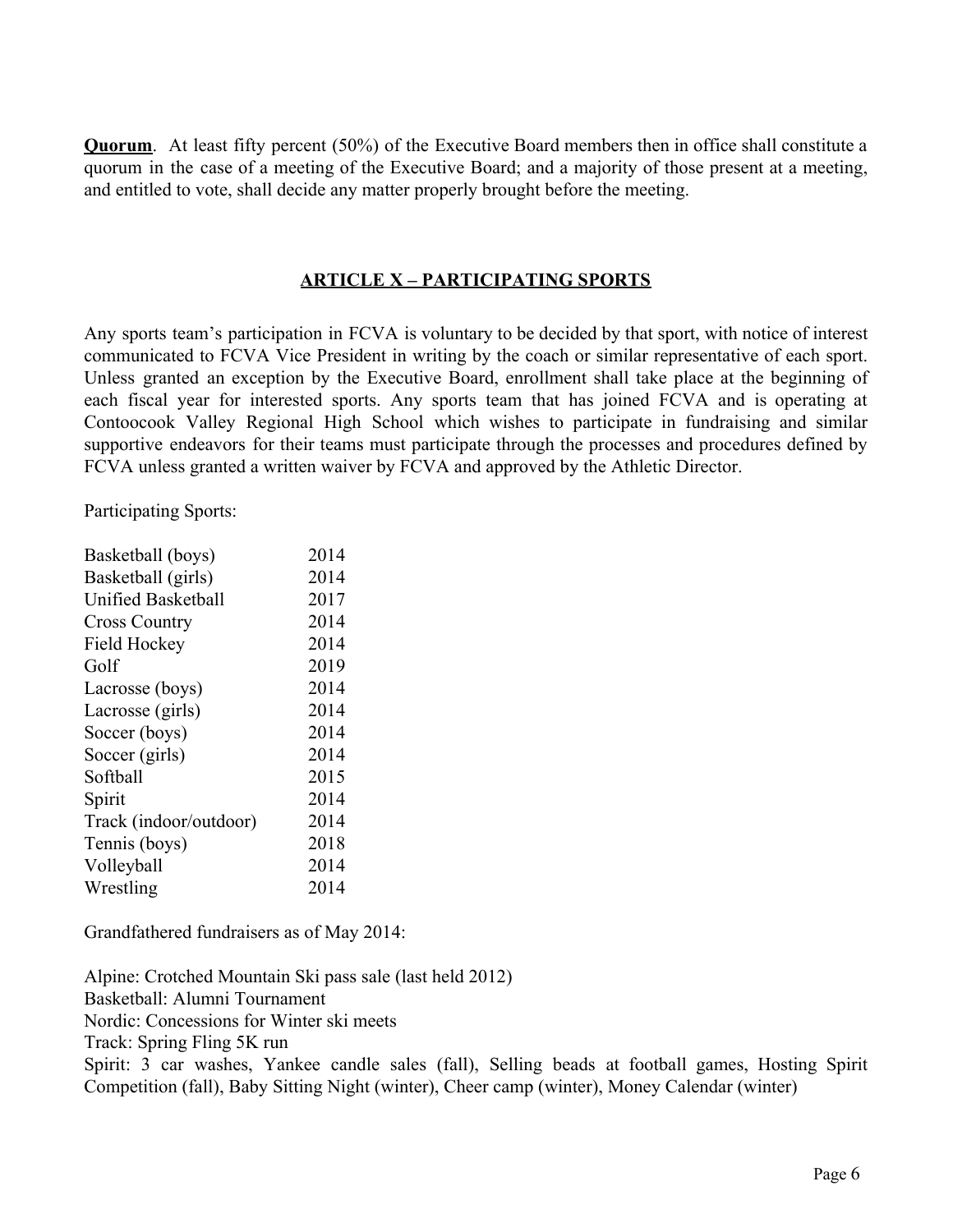**Quorum**. At least fifty percent (50%) of the Executive Board members then in office shall constitute a quorum in the case of a meeting of the Executive Board; and a majority of those present at a meeting, and entitled to vote, shall decide any matter properly brought before the meeting.

## ARTICLE X – PARTICIPATING SPORTS

Any sports team's participation in FCVA is voluntary to be decided by that sport, with notice of interest communicated to FCVA Vice President in writing by the coach or similar representative of each sport. Unless granted an exception by the Executive Board, enrollment shall take place at the beginning of each fiscal year for interested sports. Any sports team that has joined FCVA and is operating at Contoocook Valley Regional High School which wishes to participate in fundraising and similar supportive endeavors for their teams must participate through the processes and procedures defined by FCVA unless granted a written waiver by FCVA and approved by the Athletic Director.

Participating Sports:

| Sport | Year |
|---|---|
| Basketball (boys) | 2014 |
| Basketball (girls) | 2014 |
| Unified Basketball | 2017 |
| Cross Country | 2014 |
| Field Hockey | 2014 |
| Golf | 2019 |
| Lacrosse (boys) | 2014 |
| Lacrosse (girls) | 2014 |
| Soccer (boys) | 2014 |
| Soccer (girls) | 2014 |
| Softball | 2015 |
| Spirit | 2014 |
| Track (indoor/outdoor) | 2014 |
| Tennis (boys) | 2018 |
| Volleyball | 2014 |
| Wrestling | 2014 |

Grandfathered fundraisers as of May 2014:

Alpine: Crotched Mountain Ski pass sale (last held 2012)
Basketball: Alumni Tournament
Nordic: Concessions for Winter ski meets
Track: Spring Fling 5K run
Spirit: 3 car washes, Yankee candle sales (fall), Selling beads at football games, Hosting Spirit Competition (fall), Baby Sitting Night (winter), Cheer camp (winter), Money Calendar (winter)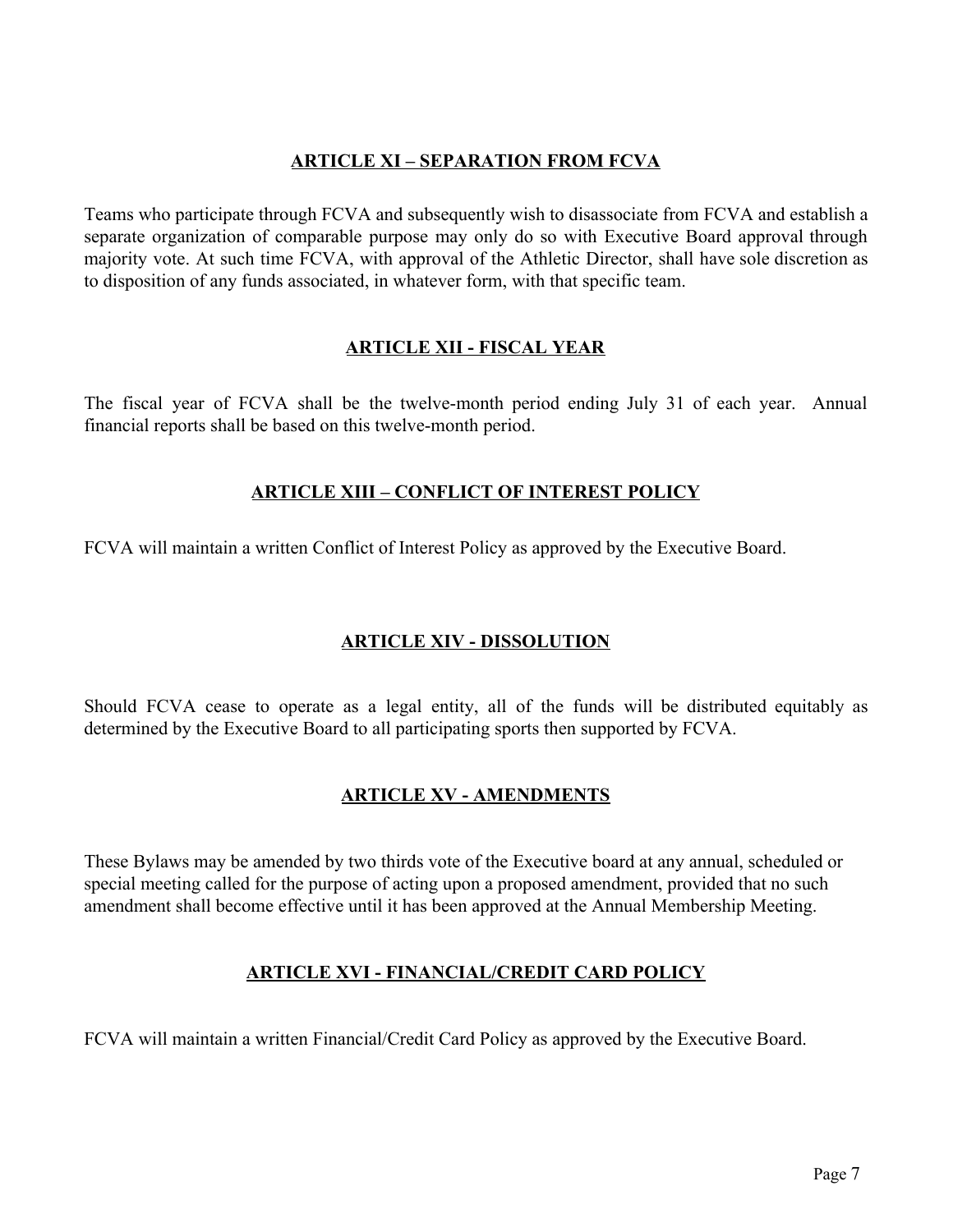## ARTICLE XI – SEPARATION FROM FCVA

Teams who participate through FCVA and subsequently wish to disassociate from FCVA and establish a separate organization of comparable purpose may only do so with Executive Board approval through majority vote. At such time FCVA, with approval of the Athletic Director, shall have sole discretion as to disposition of any funds associated, in whatever form, with that specific team.

## ARTICLE XII - FISCAL YEAR

The fiscal year of FCVA shall be the twelve-month period ending July 31 of each year. Annual financial reports shall be based on this twelve-month period.

## ARTICLE XIII – CONFLICT OF INTEREST POLICY

FCVA will maintain a written Conflict of Interest Policy as approved by the Executive Board.

## ARTICLE XIV - DISSOLUTION

Should FCVA cease to operate as a legal entity, all of the funds will be distributed equitably as determined by the Executive Board to all participating sports then supported by FCVA.

## ARTICLE XV - AMENDMENTS

These Bylaws may be amended by two thirds vote of the Executive board at any annual, scheduled or special meeting called for the purpose of acting upon a proposed amendment, provided that no such amendment shall become effective until it has been approved at the Annual Membership Meeting.

## ARTICLE XVI - FINANCIAL/CREDIT CARD POLICY

FCVA will maintain a written Financial/Credit Card Policy as approved by the Executive Board.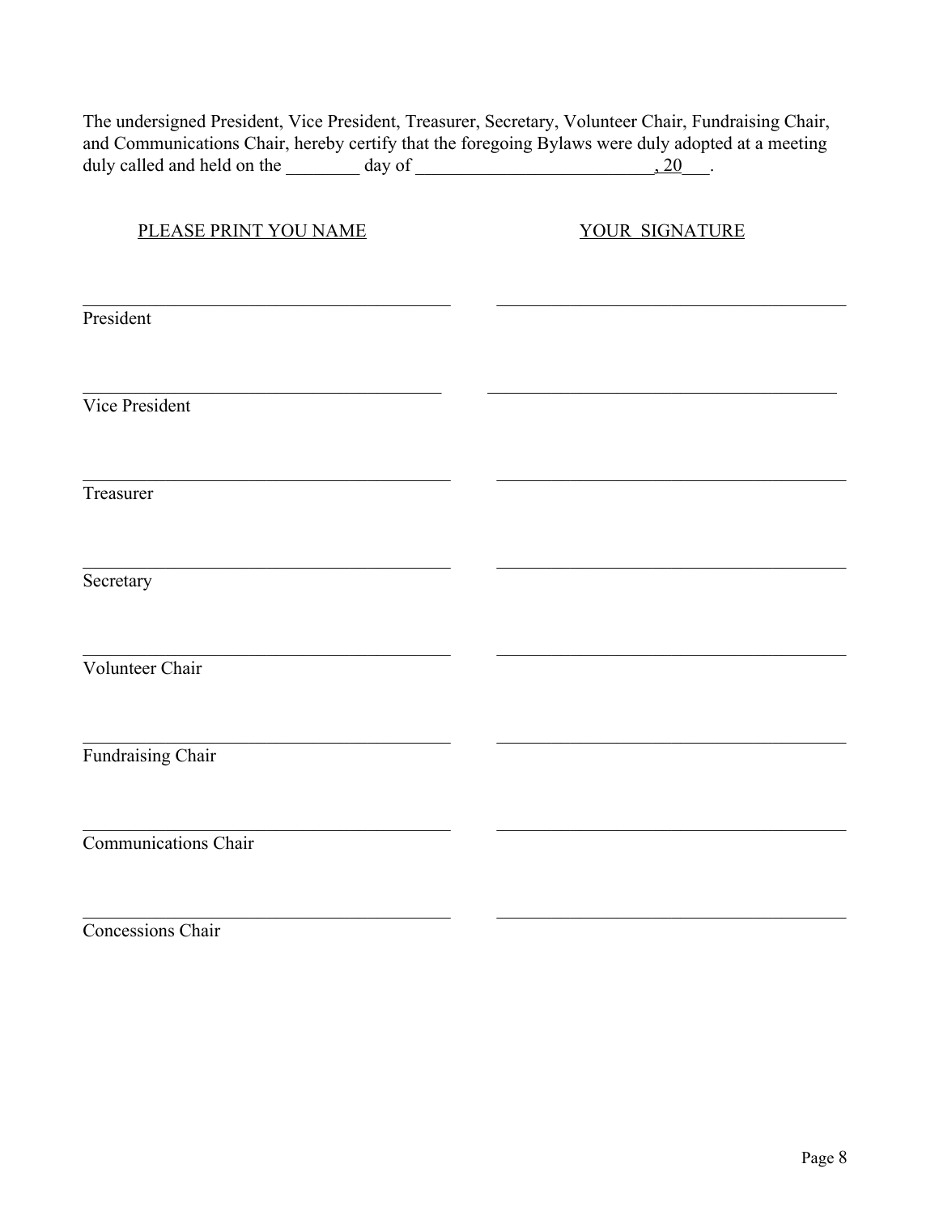The undersigned President, Vice President, Treasurer, Secretary, Volunteer Chair, Fundraising Chair, and Communications Chair, hereby certify that the foregoing Bylaws were duly adopted at a meeting duly called and held on the ________ day of __________________________, 20___.

| PLEASE PRINT YOU NAME | YOUR SIGNATURE |
| --- | --- |
| ________________________________________ | ________________________________________ |
| President | |
| ________________________________________ | ________________________________________ |
| Vice President | |
| ________________________________________ | ________________________________________ |
| Treasurer | |
| ________________________________________ | ________________________________________ |
| Secretary | |
| ________________________________________ | ________________________________________ |
| Volunteer Chair | |
| ________________________________________ | ________________________________________ |
| Fundraising Chair | |
| ________________________________________ | ________________________________________ |
| Communications Chair | |
| ________________________________________ | ________________________________________ |
| Concessions Chair | |